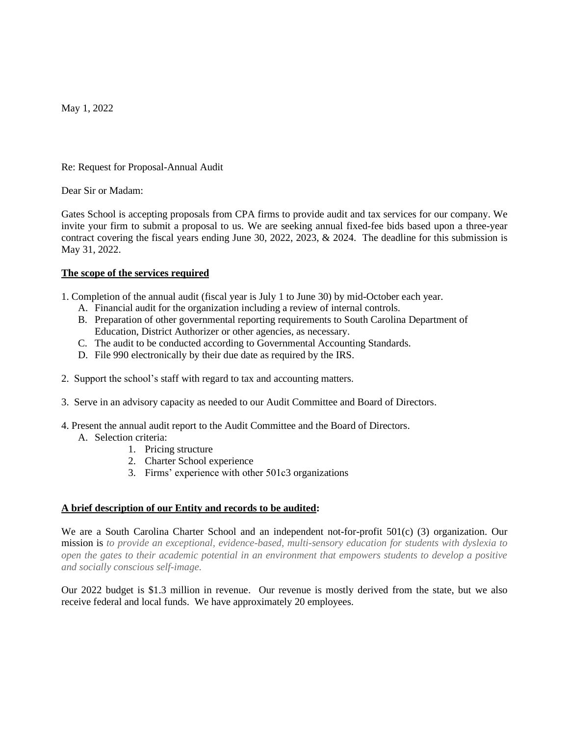May 1, 2022

Re: Request for Proposal-Annual Audit

Dear Sir or Madam:

Gates School is accepting proposals from CPA firms to provide audit and tax services for our company. We invite your firm to submit a proposal to us. We are seeking annual fixed-fee bids based upon a three-year contract covering the fiscal years ending June 30, 2022, 2023, & 2024. The deadline for this submission is May 31, 2022.

**<u>The scope of the services required</u>**

1. Completion of the annual audit (fiscal year is July 1 to June 30) by mid-October each year.
   - A. Financial audit for the organization including a review of internal controls.
   - B. Preparation of other governmental reporting requirements to South Carolina Department of Education, District Authorizer or other agencies, as necessary.
   - C. The audit to be conducted according to Governmental Accounting Standards.
   - D. File 990 electronically by their due date as required by the IRS.

2. Support the school's staff with regard to tax and accounting matters.

3. Serve in an advisory capacity as needed to our Audit Committee and Board of Directors.

4. Present the annual audit report to the Audit Committee and the Board of Directors.
   - A. Selection criteria:
     1. Pricing structure
     2. Charter School experience
     3. Firms' experience with other 501c3 organizations

**<u>A brief description of our Entity and records to be audited</u>:**

We are a South Carolina Charter School and an independent not-for-profit 501(c) (3) organization. Our mission is *to provide an exceptional, evidence-based, multi-sensory education for students with dyslexia to open the gates to their academic potential in an environment that empowers students to develop a positive and socially conscious self-image.*

Our 2022 budget is $1.3 million in revenue. Our revenue is mostly derived from the state, but we also receive federal and local funds. We have approximately 20 employees.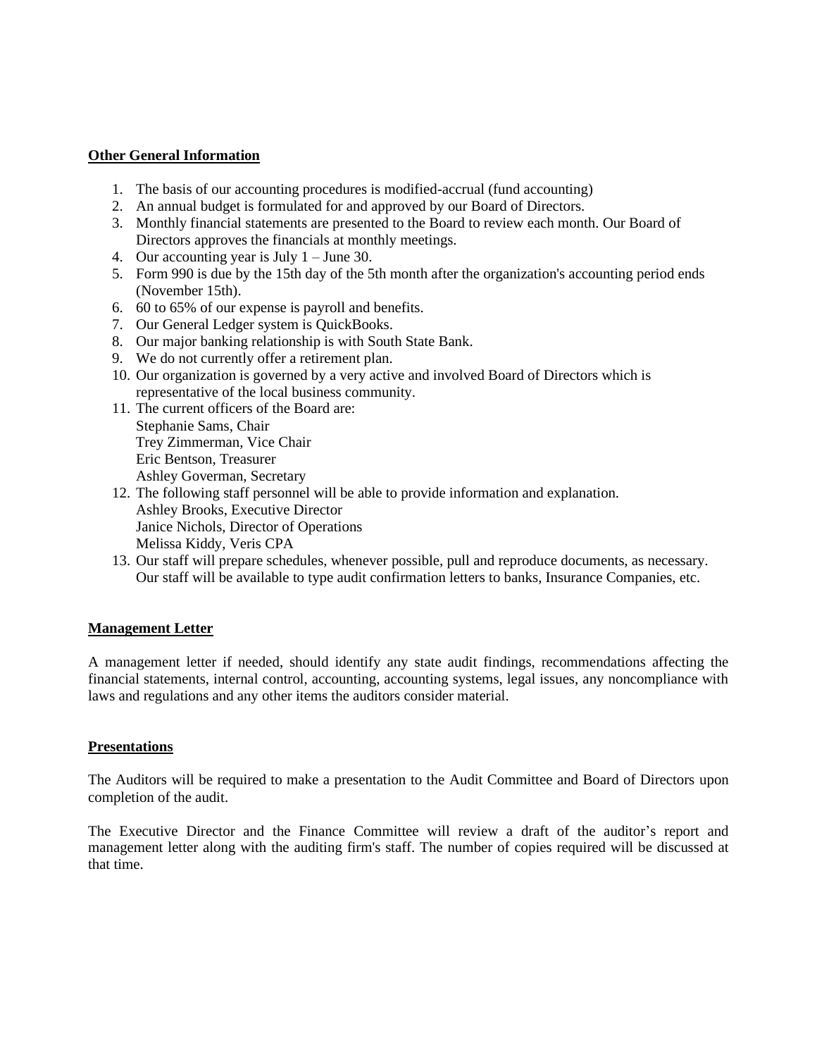**Other General Information**

1. The basis of our accounting procedures is modified-accrual (fund accounting)
2. An annual budget is formulated for and approved by our Board of Directors.
3. Monthly financial statements are presented to the Board to review each month. Our Board of Directors approves the financials at monthly meetings.
4. Our accounting year is July 1 – June 30.
5. Form 990 is due by the 15th day of the 5th month after the organization's accounting period ends (November 15th).
6. 60 to 65% of our expense is payroll and benefits.
7. Our General Ledger system is QuickBooks.
8. Our major banking relationship is with South State Bank.
9. We do not currently offer a retirement plan.
10. Our organization is governed by a very active and involved Board of Directors which is representative of the local business community.
11. The current officers of the Board are:
    Stephanie Sams, Chair
    Trey Zimmerman, Vice Chair
    Eric Bentson, Treasurer
    Ashley Goverman, Secretary
12. The following staff personnel will be able to provide information and explanation.
    Ashley Brooks, Executive Director
    Janice Nichols, Director of Operations
    Melissa Kiddy, Veris CPA
13. Our staff will prepare schedules, whenever possible, pull and reproduce documents, as necessary. Our staff will be available to type audit confirmation letters to banks, Insurance Companies, etc.

**Management Letter**

A management letter if needed, should identify any state audit findings, recommendations affecting the financial statements, internal control, accounting, accounting systems, legal issues, any noncompliance with laws and regulations and any other items the auditors consider material.

**Presentations**

The Auditors will be required to make a presentation to the Audit Committee and Board of Directors upon completion of the audit.

The Executive Director and the Finance Committee will review a draft of the auditor's report and management letter along with the auditing firm's staff. The number of copies required will be discussed at that time.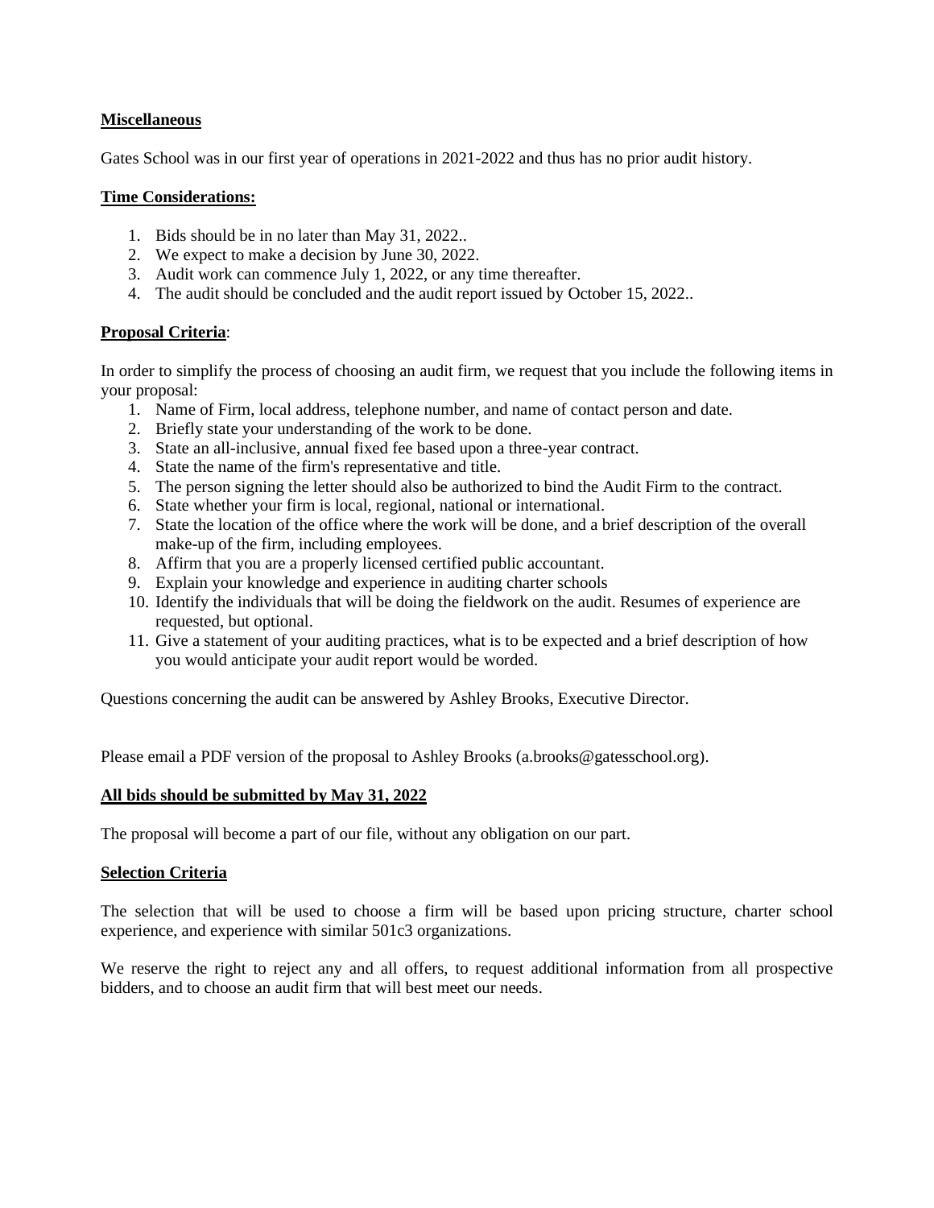**Miscellaneous**

Gates School was in our first year of operations in 2021-2022 and thus has no prior audit history.

**Time Considerations:**

1. Bids should be in no later than May 31, 2022..
2. We expect to make a decision by June 30, 2022.
3. Audit work can commence July 1, 2022, or any time thereafter.
4. The audit should be concluded and the audit report issued by October 15, 2022..

**Proposal Criteria**:

In order to simplify the process of choosing an audit firm, we request that you include the following items in your proposal:

1. Name of Firm, local address, telephone number, and name of contact person and date.
2. Briefly state your understanding of the work to be done.
3. State an all-inclusive, annual fixed fee based upon a three-year contract.
4. State the name of the firm's representative and title.
5. The person signing the letter should also be authorized to bind the Audit Firm to the contract.
6. State whether your firm is local, regional, national or international.
7. State the location of the office where the work will be done, and a brief description of the overall make-up of the firm, including employees.
8. Affirm that you are a properly licensed certified public accountant.
9. Explain your knowledge and experience in auditing charter schools
10. Identify the individuals that will be doing the fieldwork on the audit. Resumes of experience are requested, but optional.
11. Give a statement of your auditing practices, what is to be expected and a brief description of how you would anticipate your audit report would be worded.

Questions concerning the audit can be answered by Ashley Brooks, Executive Director.

Please email a PDF version of the proposal to Ashley Brooks (a.brooks@gatesschool.org).

**All bids should be submitted by May 31, 2022**

The proposal will become a part of our file, without any obligation on our part.

**Selection Criteria**

The selection that will be used to choose a firm will be based upon pricing structure, charter school experience, and experience with similar 501c3 organizations.

We reserve the right to reject any and all offers, to request additional information from all prospective bidders, and to choose an audit firm that will best meet our needs.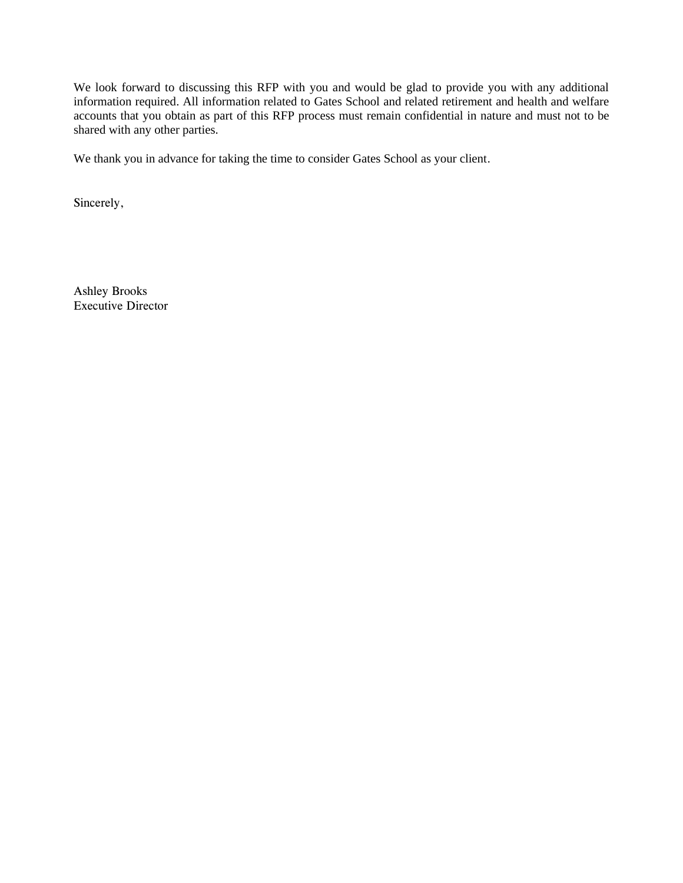We look forward to discussing this RFP with you and would be glad to provide you with any additional information required. All information related to Gates School and related retirement and health and welfare accounts that you obtain as part of this RFP process must remain confidential in nature and must not to be shared with any other parties.

We thank you in advance for taking the time to consider Gates School as your client.

Sincerely,

Ashley Brooks
Executive Director